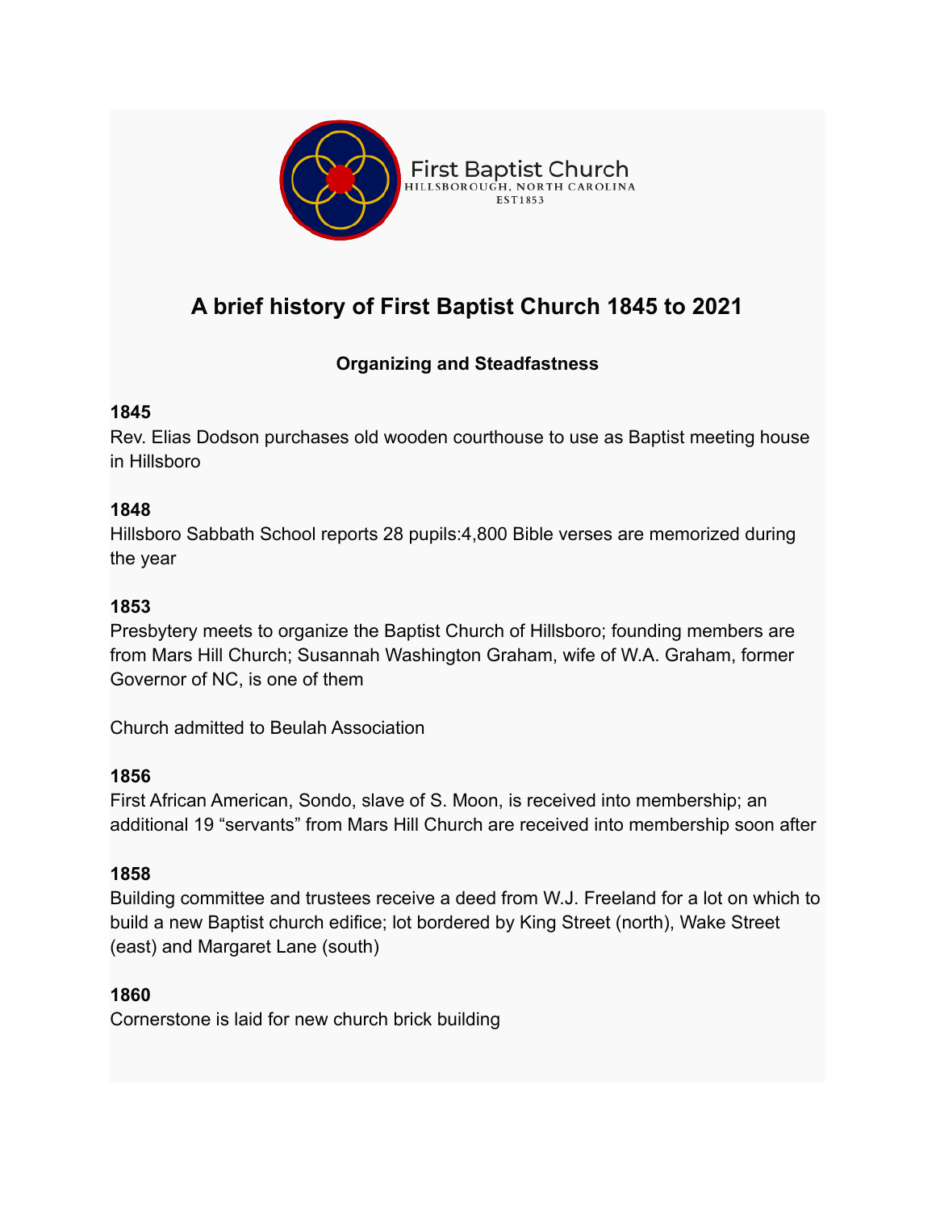First Baptist Church
HILLSBOROUGH, NORTH CAROLINA
EST1853

# A brief history of First Baptist Church 1845 to 2021

## Organizing and Steadfastness

**1845**
Rev. Elias Dodson purchases old wooden courthouse to use as Baptist meeting house in Hillsboro

**1848**
Hillsboro Sabbath School reports 28 pupils:4,800 Bible verses are memorized during the year

**1853**
Presbytery meets to organize the Baptist Church of Hillsboro; founding members are from Mars Hill Church; Susannah Washington Graham, wife of W.A. Graham, former Governor of NC, is one of them

Church admitted to Beulah Association

**1856**
First African American, Sondo, slave of S. Moon, is received into membership; an additional 19 "servants" from Mars Hill Church are received into membership soon after

**1858**
Building committee and trustees receive a deed from W.J. Freeland for a lot on which to build a new Baptist church edifice; lot bordered by King Street (north), Wake Street (east) and Margaret Lane (south)

**1860**
Cornerstone is laid for new church brick building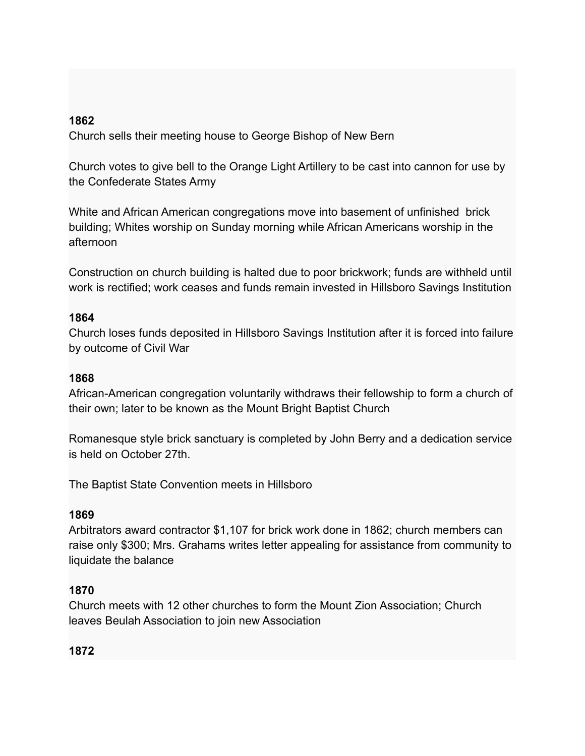**1862**
Church sells their meeting house to George Bishop of New Bern

Church votes to give bell to the Orange Light Artillery to be cast into cannon for use by the Confederate States Army

White and African American congregations move into basement of unfinished brick building; Whites worship on Sunday morning while African Americans worship in the afternoon

Construction on church building is halted due to poor brickwork; funds are withheld until work is rectified; work ceases and funds remain invested in Hillsboro Savings Institution

**1864**
Church loses funds deposited in Hillsboro Savings Institution after it is forced into failure by outcome of Civil War

**1868**
African-American congregation voluntarily withdraws their fellowship to form a church of their own; later to be known as the Mount Bright Baptist Church

Romanesque style brick sanctuary is completed by John Berry and a dedication service is held on October 27th.

The Baptist State Convention meets in Hillsboro

**1869**
Arbitrators award contractor $1,107 for brick work done in 1862; church members can raise only $300; Mrs. Grahams writes letter appealing for assistance from community to liquidate the balance

**1870**
Church meets with 12 other churches to form the Mount Zion Association; Church leaves Beulah Association to join new Association

**1872**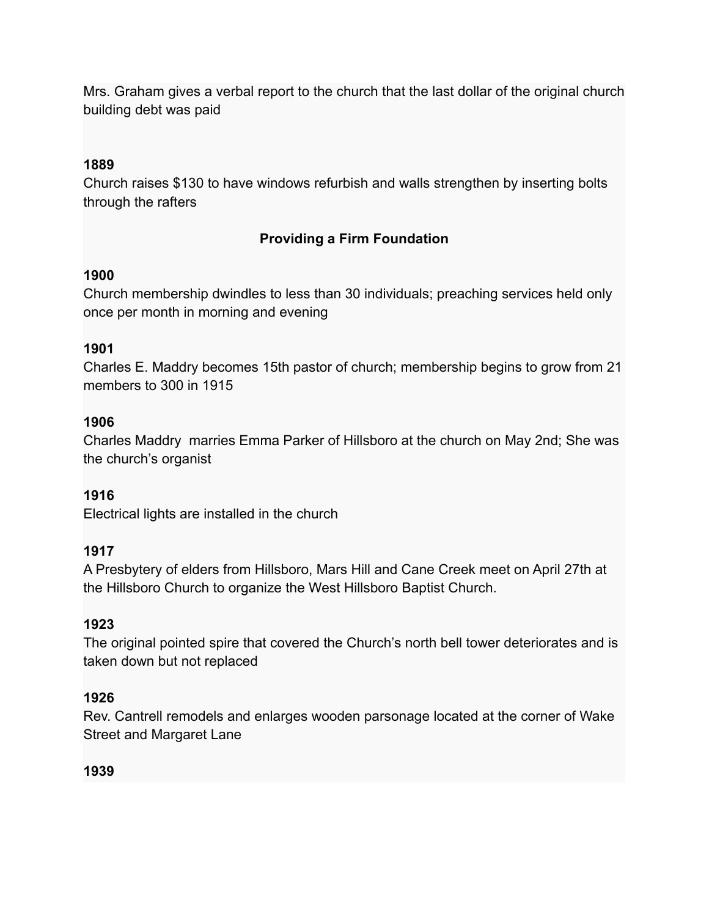Mrs. Graham gives a verbal report to the church that the last dollar of the original church building debt was paid

**1889**
Church raises $130 to have windows refurbish and walls strengthen by inserting bolts through the rafters

## Providing a Firm Foundation

**1900**
Church membership dwindles to less than 30 individuals; preaching services held only once per month in morning and evening

**1901**
Charles E. Maddry becomes 15th pastor of church; membership begins to grow from 21 members to 300 in 1915

**1906**
Charles Maddry  marries Emma Parker of Hillsboro at the church on May 2nd; She was the church's organist

**1916**
Electrical lights are installed in the church

**1917**
A Presbytery of elders from Hillsboro, Mars Hill and Cane Creek meet on April 27th at the Hillsboro Church to organize the West Hillsboro Baptist Church.

**1923**
The original pointed spire that covered the Church's north bell tower deteriorates and is taken down but not replaced

**1926**
Rev. Cantrell remodels and enlarges wooden parsonage located at the corner of Wake Street and Margaret Lane

**1939**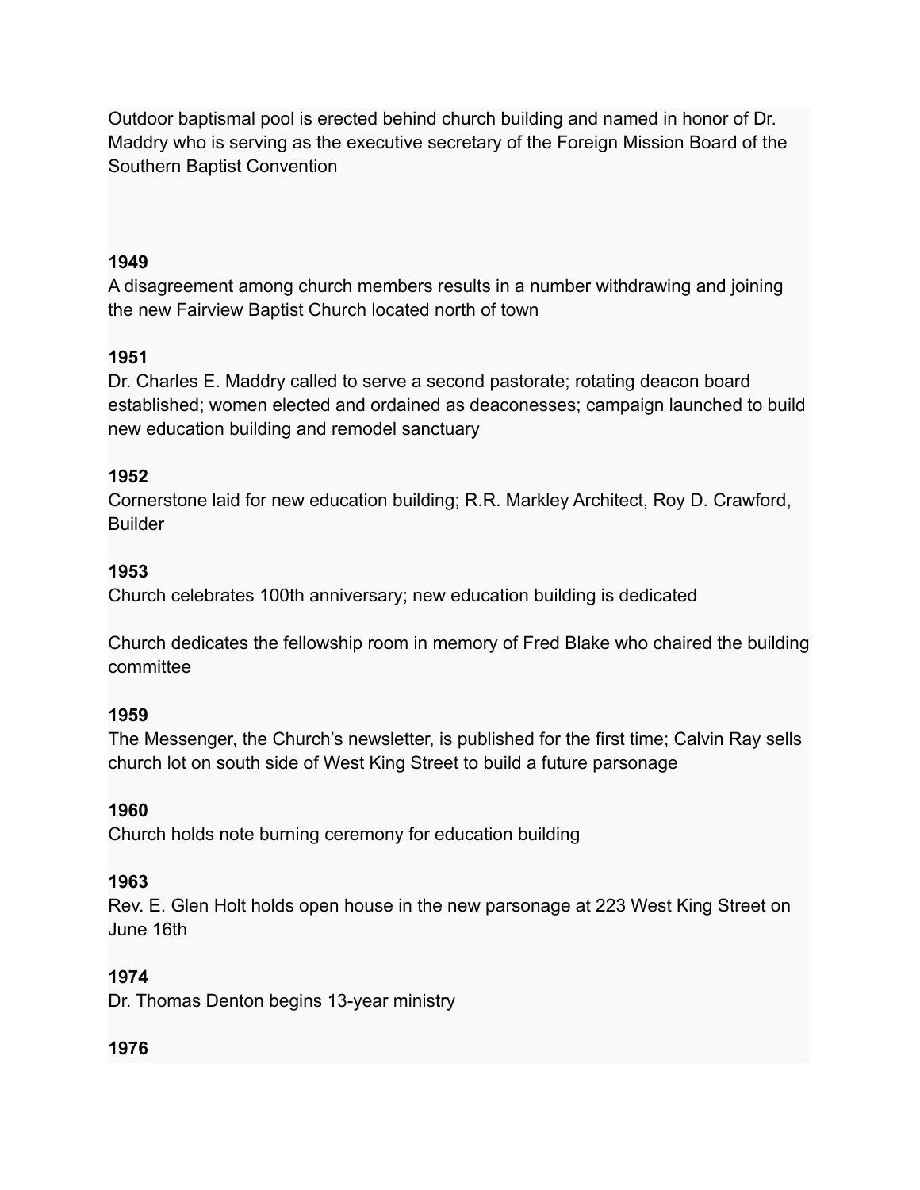Outdoor baptismal pool is erected behind church building and named in honor of Dr. Maddry who is serving as the executive secretary of the Foreign Mission Board of the Southern Baptist Convention

**1949**
A disagreement among church members results in a number withdrawing and joining the new Fairview Baptist Church located north of town

**1951**
Dr. Charles E. Maddry called to serve a second pastorate; rotating deacon board established; women elected and ordained as deaconesses; campaign launched to build new education building and remodel sanctuary

**1952**
Cornerstone laid for new education building; R.R. Markley Architect, Roy D. Crawford, Builder

**1953**
Church celebrates 100th anniversary; new education building is dedicated

Church dedicates the fellowship room in memory of Fred Blake who chaired the building committee

**1959**
The Messenger, the Church's newsletter, is published for the first time; Calvin Ray sells church lot on south side of West King Street to build a future parsonage

**1960**
Church holds note burning ceremony for education building

**1963**
Rev. E. Glen Holt holds open house in the new parsonage at 223 West King Street on June 16th

**1974**
Dr. Thomas Denton begins 13-year ministry

**1976**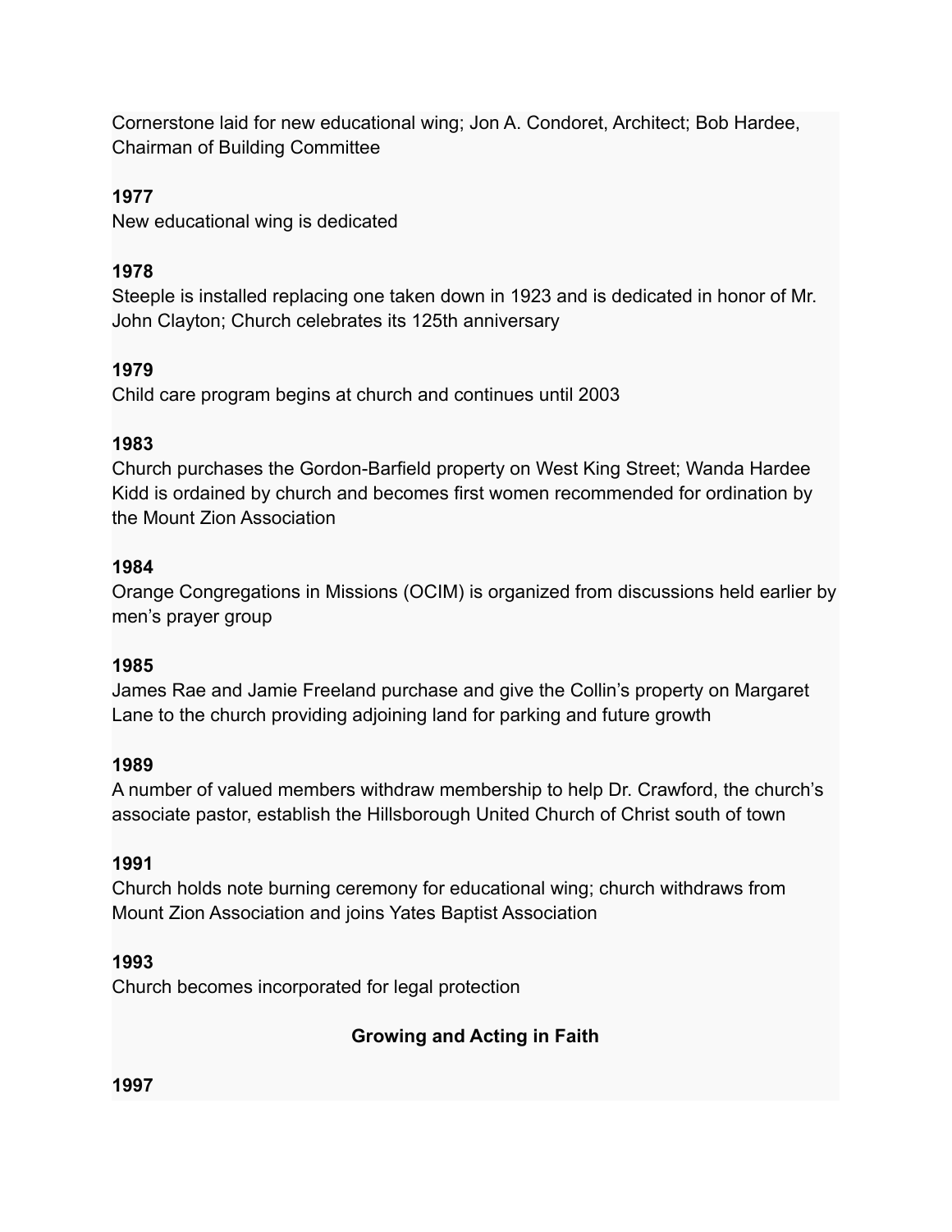Cornerstone laid for new educational wing; Jon A. Condoret, Architect; Bob Hardee, Chairman of Building Committee

**1977**
New educational wing is dedicated

**1978**
Steeple is installed replacing one taken down in 1923 and is dedicated in honor of Mr. John Clayton; Church celebrates its 125th anniversary

**1979**
Child care program begins at church and continues until 2003

**1983**
Church purchases the Gordon-Barfield property on West King Street; Wanda Hardee Kidd is ordained by church and becomes first women recommended for ordination by the Mount Zion Association

**1984**
Orange Congregations in Missions (OCIM) is organized from discussions held earlier by men's prayer group

**1985**
James Rae and Jamie Freeland purchase and give the Collin's property on Margaret Lane to the church providing adjoining land for parking and future growth

**1989**
A number of valued members withdraw membership to help Dr. Crawford, the church's associate pastor, establish the Hillsborough United Church of Christ south of town

**1991**
Church holds note burning ceremony for educational wing; church withdraws from Mount Zion Association and joins Yates Baptist Association

**1993**
Church becomes incorporated for legal protection

## Growing and Acting in Faith

**1997**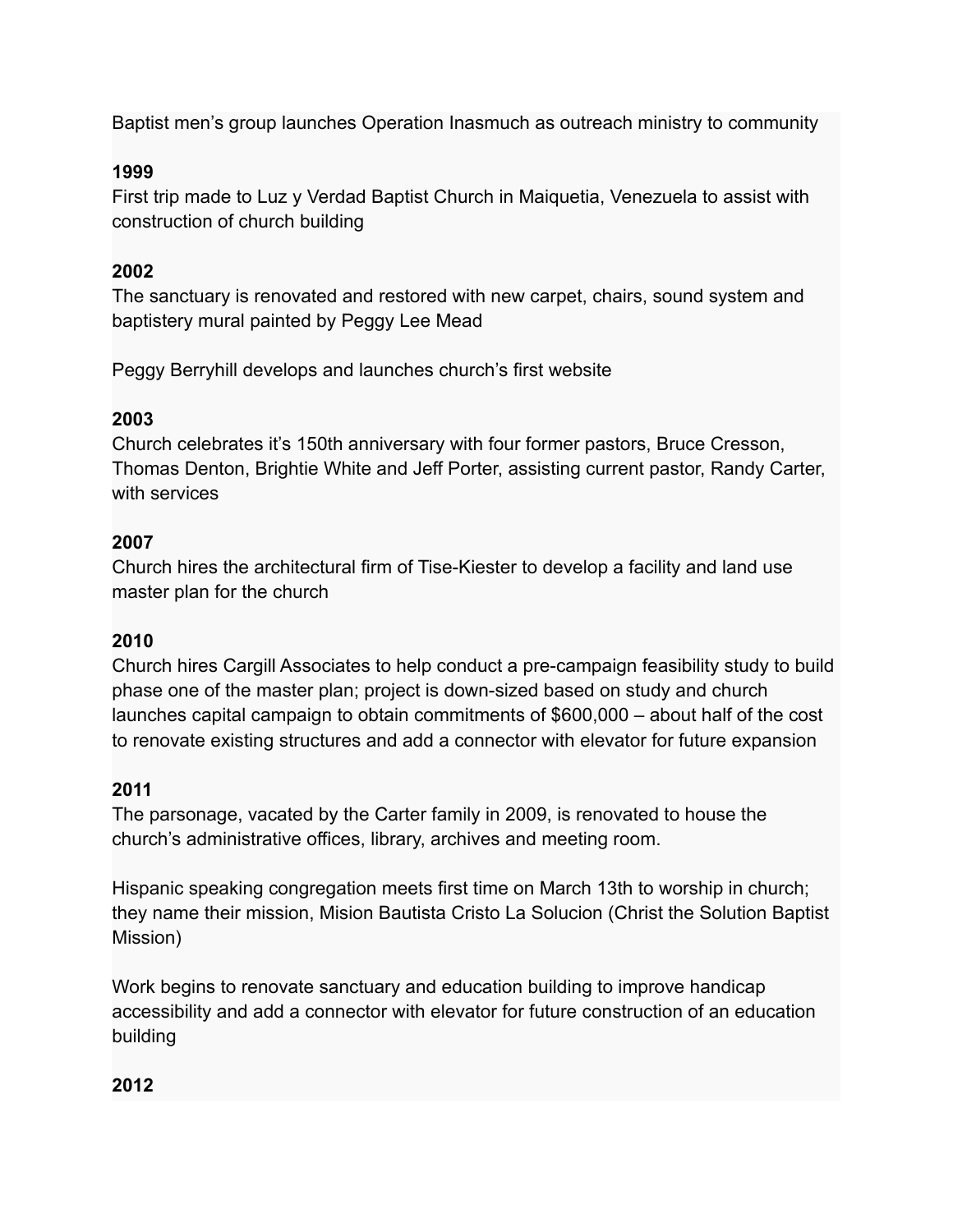Baptist men's group launches Operation Inasmuch as outreach ministry to community

**1999**
First trip made to Luz y Verdad Baptist Church in Maiquetia, Venezuela to assist with construction of church building

**2002**
The sanctuary is renovated and restored with new carpet, chairs, sound system and baptistery mural painted by Peggy Lee Mead

Peggy Berryhill develops and launches church's first website

**2003**
Church celebrates it's 150th anniversary with four former pastors, Bruce Cresson, Thomas Denton, Brightie White and Jeff Porter, assisting current pastor, Randy Carter, with services

**2007**
Church hires the architectural firm of Tise-Kiester to develop a facility and land use master plan for the church

**2010**
Church hires Cargill Associates to help conduct a pre-campaign feasibility study to build phase one of the master plan; project is down-sized based on study and church launches capital campaign to obtain commitments of $600,000 – about half of the cost to renovate existing structures and add a connector with elevator for future expansion

**2011**
The parsonage, vacated by the Carter family in 2009, is renovated to house the church's administrative offices, library, archives and meeting room.

Hispanic speaking congregation meets first time on March 13th to worship in church; they name their mission, Mision Bautista Cristo La Solucion (Christ the Solution Baptist Mission)

Work begins to renovate sanctuary and education building to improve handicap accessibility and add a connector with elevator for future construction of an education building

**2012**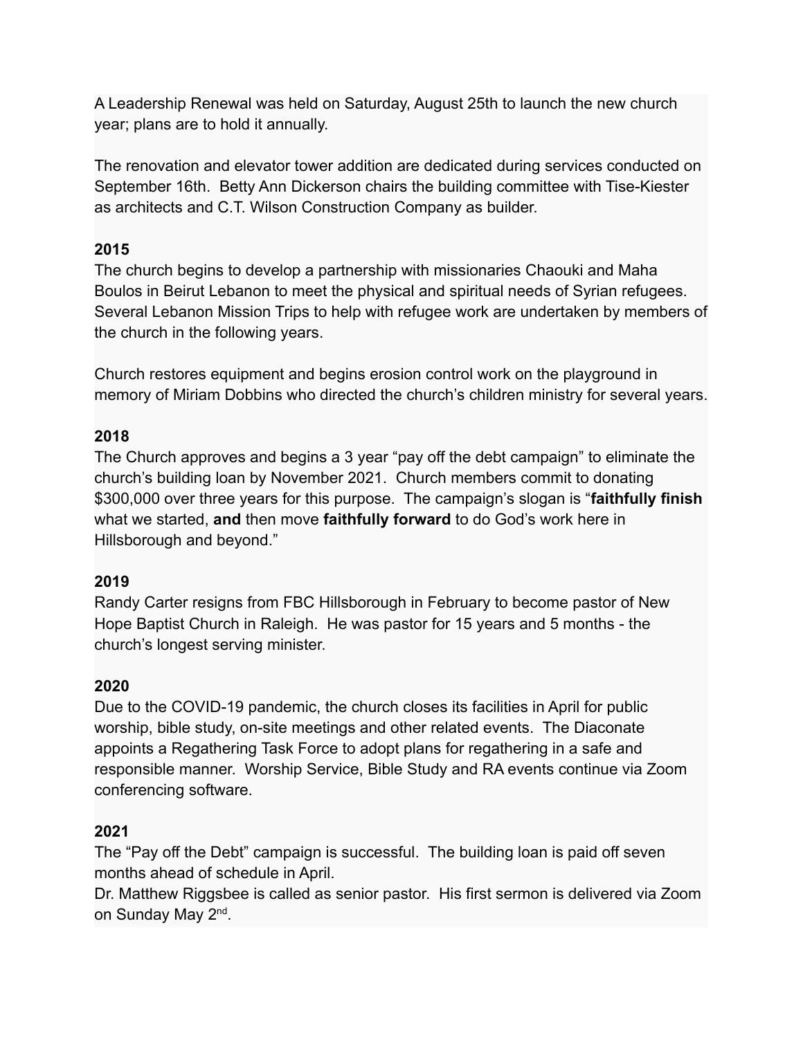A Leadership Renewal was held on Saturday, August 25th to launch the new church year; plans are to hold it annually.

The renovation and elevator tower addition are dedicated during services conducted on September 16th. Betty Ann Dickerson chairs the building committee with Tise-Kiester as architects and C.T. Wilson Construction Company as builder.

**2015**

The church begins to develop a partnership with missionaries Chaouki and Maha Boulos in Beirut Lebanon to meet the physical and spiritual needs of Syrian refugees. Several Lebanon Mission Trips to help with refugee work are undertaken by members of the church in the following years.

Church restores equipment and begins erosion control work on the playground in memory of Miriam Dobbins who directed the church's children ministry for several years.

**2018**

The Church approves and begins a 3 year "pay off the debt campaign" to eliminate the church's building loan by November 2021. Church members commit to donating $300,000 over three years for this purpose. The campaign's slogan is "**faithfully finish** what we started, **and** then move **faithfully forward** to do God's work here in Hillsborough and beyond."

**2019**

Randy Carter resigns from FBC Hillsborough in February to become pastor of New Hope Baptist Church in Raleigh. He was pastor for 15 years and 5 months - the church's longest serving minister.

**2020**

Due to the COVID-19 pandemic, the church closes its facilities in April for public worship, bible study, on-site meetings and other related events. The Diaconate appoints a Regathering Task Force to adopt plans for regathering in a safe and responsible manner. Worship Service, Bible Study and RA events continue via Zoom conferencing software.

**2021**

The "Pay off the Debt" campaign is successful. The building loan is paid off seven months ahead of schedule in April.
Dr. Matthew Riggsbee is called as senior pastor. His first sermon is delivered via Zoom on Sunday May 2nd.